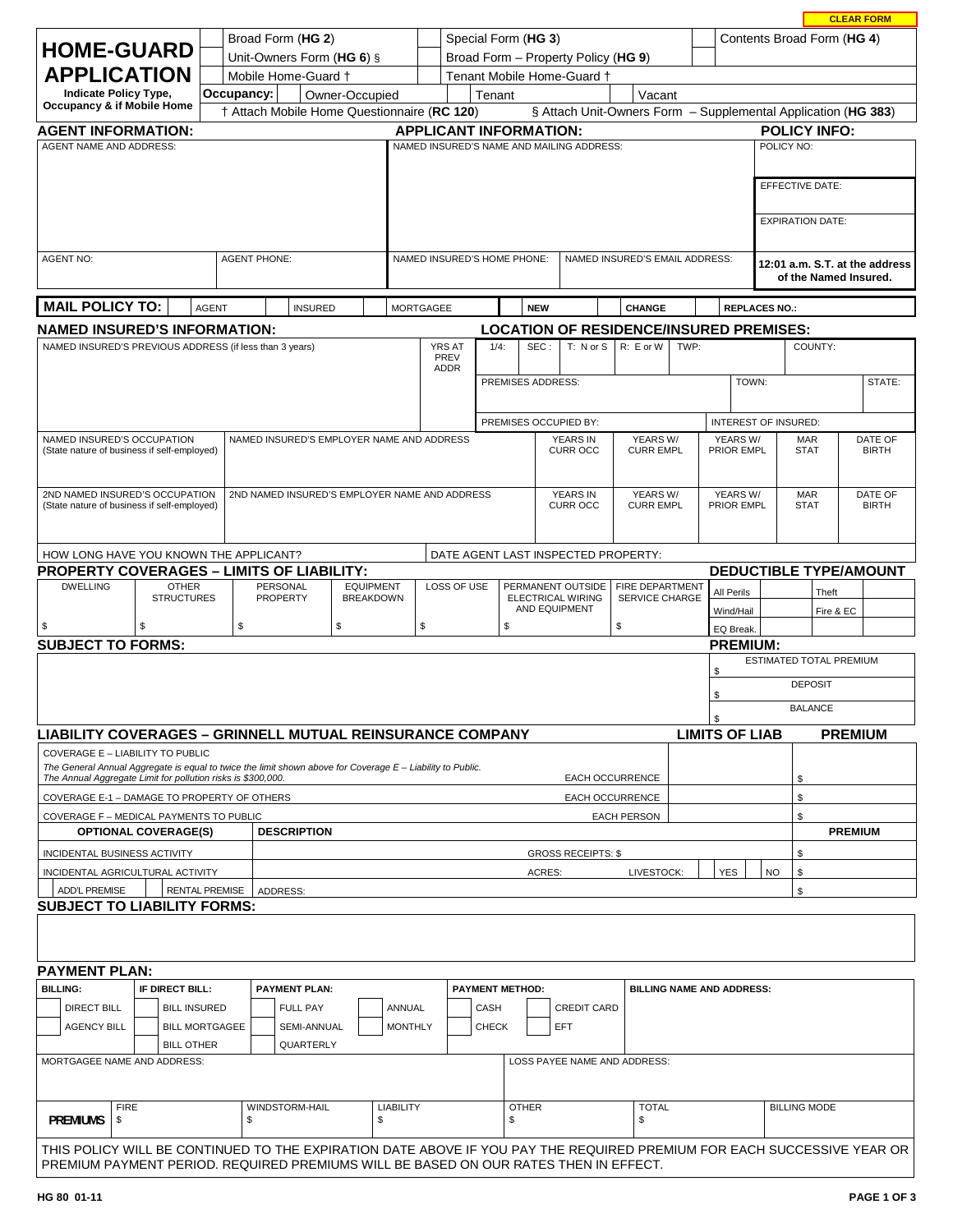CLEAR FORM

# HOME-GUARD APPLICATION

Indicate Policy Type, Occupancy & if Mobile Home

| | | | | | |
|---|---|---|---|---|---|
| ☐ Broad Form (**HG 2**) | | ☐ Special Form (**HG 3**) | | ☐ Contents Broad Form (**HG 4**) | |
| ☐ Unit-Owners Form (**HG 6**) § | | ☐ Broad Form – Property Policy (**HG 9**) | | ☐ | |
| ☐ Mobile Home-Guard † | | ☐ Tenant Mobile Home-Guard † | | | |
| **Occupancy:** ☐ Owner-Occupied | | ☐ Tenant | | ☐ Vacant | |

† Attach Mobile Home Questionnaire (**RC 120**) § Attach Unit-Owners Form – Supplemental Application (**HG 383**)

## AGENT INFORMATION: / APPLICANT INFORMATION: / POLICY INFO:

| AGENT NAME AND ADDRESS: | | NAMED INSURED'S NAME AND MAILING ADDRESS: | | POLICY NO: |
|---|---|---|---|---|
| | | | | EFFECTIVE DATE: |
| | | | | EXPIRATION DATE: |
| AGENT NO: | AGENT PHONE: | NAMED INSURED'S HOME PHONE: | NAMED INSURED'S EMAIL ADDRESS: | **12:01 a.m. S.T. at the address of the Named Insured.** |

**MAIL POLICY TO:** ☐ AGENT ☐ INSURED ☐ MORTGAGEE ☐ **NEW** ☐ **CHANGE** ☐ **REPLACES NO.:**

## NAMED INSURED'S INFORMATION: / LOCATION OF RESIDENCE/INSURED PREMISES:

| NAMED INSURED'S PREVIOUS ADDRESS (if less than 3 years) | YRS AT PREV ADDR | 1/4: | SEC: | T: N or S | R: E or W | TWP: | COUNTY: |
|---|---|---|---|---|---|---|---|
| | | PREMISES ADDRESS: | | | | TOWN: | STATE: |
| | | PREMISES OCCUPIED BY: | | | | INTEREST OF INSURED: | |

| NAMED INSURED'S OCCUPATION (State nature of business if self-employed) | NAMED INSURED'S EMPLOYER NAME AND ADDRESS | YEARS IN CURR OCC | YEARS W/ CURR EMPL | YEARS W/ PRIOR EMPL | MAR STAT | DATE OF BIRTH |
|---|---|---|---|---|---|---|
| | | | | | | |
| **2ND NAMED INSURED'S OCCUPATION (State nature of business if self-employed)** | **2ND NAMED INSURED'S EMPLOYER NAME AND ADDRESS** | **YEARS IN CURR OCC** | **YEARS W/ CURR EMPL** | **YEARS W/ PRIOR EMPL** | **MAR STAT** | **DATE OF BIRTH** |
| | | | | | | |

HOW LONG HAVE YOU KNOWN THE APPLICANT? DATE AGENT LAST INSPECTED PROPERTY:

## PROPERTY COVERAGES – LIMITS OF LIABILITY: / DEDUCTIBLE TYPE/AMOUNT

| DWELLING | OTHER STRUCTURES | PERSONAL PROPERTY | EQUIPMENT BREAKDOWN | LOSS OF USE | PERMANENT OUTSIDE ELECTRICAL WIRING AND EQUIPMENT | FIRE DEPARTMENT SERVICE CHARGE | All Perils | | Theft | |
|---|---|---|---|---|---|---|---|---|---|---|
| | | | | | | | Wind/Hail | | Fire & EC | |
| $ | $ | $ | $ | $ | $ | $ | EQ Break. | | | |

## SUBJECT TO FORMS: / PREMIUM:

| | |
|---|---|
| | ESTIMATED TOTAL PREMIUM $ |
| | DEPOSIT $ |
| | BALANCE $ |

## LIABILITY COVERAGES – GRINNELL MUTUAL REINSURANCE COMPANY

| | | LIMITS OF LIAB | PREMIUM |
|---|---|---|---|
| COVERAGE E – LIABILITY TO PUBLIC *The General Annual Aggregate is equal to twice the limit shown above for Coverage E – Liability to Public. The Annual Aggregate Limit for pollution risks is $300,000.* | EACH OCCURRENCE | | $ |
| COVERAGE E-1 – DAMAGE TO PROPERTY OF OTHERS | EACH OCCURRENCE | | $ |
| COVERAGE F – MEDICAL PAYMENTS TO PUBLIC | EACH PERSON | | $ |

| **OPTIONAL COVERAGE(S)** | **DESCRIPTION** | | | **PREMIUM** |
|---|---|---|---|---|
| INCIDENTAL BUSINESS ACTIVITY | GROSS RECEIPTS: $ | | | $ |
| INCIDENTAL AGRICULTURAL ACTIVITY | ACRES: | LIVESTOCK: | ☐ YES ☐ NO | $ |
| ☐ ADD'L PREMISE ☐ RENTAL PREMISE | ADDRESS: | | | $ |

## SUBJECT TO LIABILITY FORMS:

## PAYMENT PLAN:

| BILLING: | IF DIRECT BILL: | PAYMENT PLAN: | | PAYMENT METHOD: | | BILLING NAME AND ADDRESS: |
|---|---|---|---|---|---|---|
| ☐ DIRECT BILL | ☐ BILL INSURED | ☐ FULL PAY | ☐ ANNUAL | ☐ CASH | ☐ CREDIT CARD | |
| ☐ AGENCY BILL | ☐ BILL MORTGAGEE | ☐ SEMI-ANNUAL | ☐ MONTHLY | ☐ CHECK | ☐ EFT | |
| | ☐ BILL OTHER | ☐ QUARTERLY | | | | |

| MORTGAGEE NAME AND ADDRESS: | LOSS PAYEE NAME AND ADDRESS: |
|---|---|
| | |

| **PREMIUMS** | FIRE | WINDSTORM-HAIL | LIABILITY | OTHER | TOTAL | BILLING MODE |
|---|---|---|---|---|---|---|
| | $ | $ | $ | $ | $ | |

THIS POLICY WILL BE CONTINUED TO THE EXPIRATION DATE ABOVE IF YOU PAY THE REQUIRED PREMIUM FOR EACH SUCCESSIVE YEAR OR PREMIUM PAYMENT PERIOD. REQUIRED PREMIUMS WILL BE BASED ON OUR RATES THEN IN EFFECT.

HG 80 01-11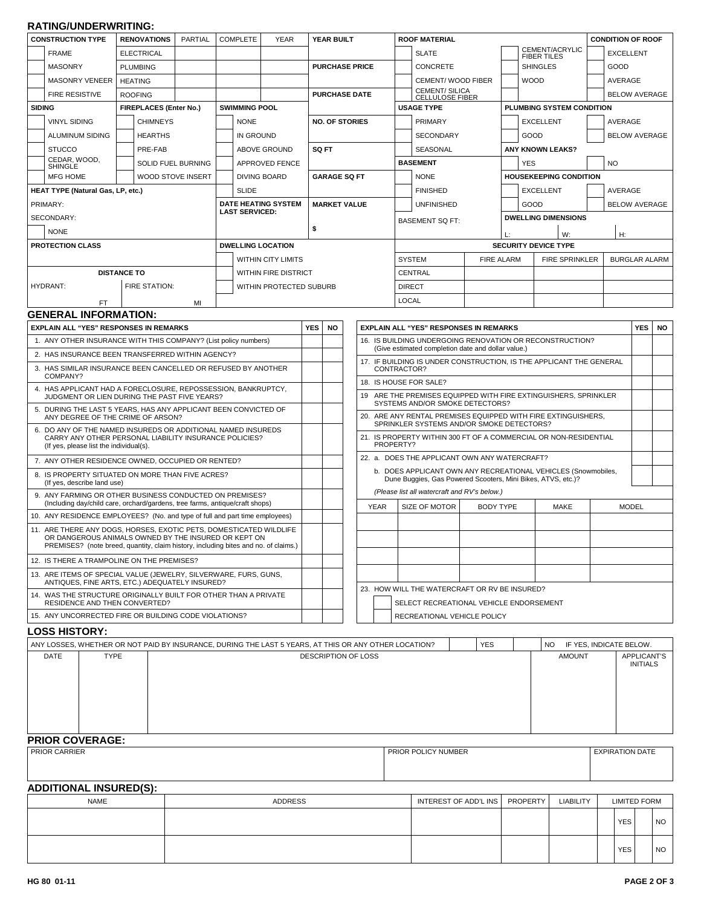## RATING/UNDERWRITING:

| CONSTRUCTION TYPE | RENOVATIONS | PARTIAL | COMPLETE | YEAR | YEAR BUILT |
|---|---|---|---|---|---|
| FRAME | ELECTRICAL | | | | |
| MASONRY | PLUMBING | | | | PURCHASE PRICE |
| MASONRY VENEER | HEATING | | | | |
| FIRE RESISTIVE | ROOFING | | | | PURCHASE DATE |

| SIDING | FIREPLACES (Enter No.) | SWIMMING POOL | |
|---|---|---|---|
| VINYL SIDING | CHIMNEYS | NONE | NO. OF STORIES |
| ALUMINUM SIDING | HEARTHS | IN GROUND | |
| STUCCO | PRE-FAB | ABOVE GROUND | SQ FT |
| CEDAR, WOOD, SHINGLE | SOLID FUEL BURNING | APPROVED FENCE | |
| MFG HOME | WOOD STOVE INSERT | DIVING BOARD | GARAGE SQ FT |
| HEAT TYPE (Natural Gas, LP, etc.) | | SLIDE | |
| PRIMARY: | | DATE HEATING SYSTEM LAST SERVICED: | MARKET VALUE |
| SECONDARY: | | | $ |
| NONE | | | |

| ROOF MATERIAL | | CONDITION OF ROOF |
|---|---|---|
| SLATE | CEMENT/ACRYLIC FIBER TILES | EXCELLENT |
| CONCRETE | SHINGLES | GOOD |
| CEMENT/ WOOD FIBER | WOOD | AVERAGE |
| CEMENT/ SILICA CELLULOSE FIBER | | BELOW AVERAGE |

| USAGE TYPE | PLUMBING SYSTEM CONDITION | |
|---|---|---|
| PRIMARY | EXCELLENT | AVERAGE |
| SECONDARY | GOOD | BELOW AVERAGE |
| SEASONAL | ANY KNOWN LEAKS? | |
| **BASEMENT** | YES | NO |
| NONE | **HOUSEKEEPING CONDITION** | |
| FINISHED | EXCELLENT | AVERAGE |
| UNFINISHED | GOOD | BELOW AVERAGE |
| BASEMENT SQ FT: | **DWELLING DIMENSIONS** | |
| | L: W: | H: |

| PROTECTION CLASS | | DWELLING LOCATION |
|---|---|---|
| | | WITHIN CITY LIMITS |
| DISTANCE TO | | WITHIN FIRE DISTRICT |
| HYDRANT: | FIRE STATION: | WITHIN PROTECTED SUBURB |
| FT | MI | |

| SECURITY DEVICE TYPE | | | |
|---|---|---|---|
| SYSTEM | FIRE ALARM | FIRE SPRINKLER | BURGLAR ALARM |
| CENTRAL | | | |
| DIRECT | | | |
| LOCAL | | | |

## GENERAL INFORMATION:

| EXPLAIN ALL "YES" RESPONSES IN REMARKS | YES | NO |
|---|---|---|
| 1. ANY OTHER INSURANCE WITH THIS COMPANY? (List policy numbers) | | |
| 2. HAS INSURANCE BEEN TRANSFERRED WITHIN AGENCY? | | |
| 3. HAS SIMILAR INSURANCE BEEN CANCELLED OR REFUSED BY ANOTHER COMPANY? | | |
| 4. HAS APPLICANT HAD A FORECLOSURE, REPOSSESSION, BANKRUPTCY, JUDGMENT OR LIEN DURING THE PAST FIVE YEARS? | | |
| 5. DURING THE LAST 5 YEARS, HAS ANY APPLICANT BEEN CONVICTED OF ANY DEGREE OF THE CRIME OF ARSON? | | |
| 6. DO ANY OF THE NAMED INSUREDS OR ADDITIONAL NAMED INSUREDS CARRY ANY OTHER PERSONAL LIABILITY INSURANCE POLICIES? (If yes, please list the individual(s). | | |
| 7. ANY OTHER RESIDENCE OWNED, OCCUPIED OR RENTED? | | |
| 8. IS PROPERTY SITUATED ON MORE THAN FIVE ACRES? (If yes, describe land use) | | |
| 9. ANY FARMING OR OTHER BUSINESS CONDUCTED ON PREMISES? (Including day/child care, orchard/gardens, tree farms, antique/craft shops) | | |
| 10. ANY RESIDENCE EMPLOYEES? (No. and type of full and part time employees) | | |
| 11. ARE THERE ANY DOGS, HORSES, EXOTIC PETS, DOMESTICATED WILDLIFE OR DANGEROUS ANIMALS OWNED BY THE INSURED OR KEPT ON PREMISES? (note breed, quantity, claim history, including bites and no. of claims.) | | |
| 12. IS THERE A TRAMPOLINE ON THE PREMISES? | | |
| 13. ARE ITEMS OF SPECIAL VALUE (JEWELRY, SILVERWARE, FURS, GUNS, ANTIQUES, FINE ARTS, ETC.) ADEQUATELY INSURED? | | |
| 14. WAS THE STRUCTURE ORIGINALLY BUILT FOR OTHER THAN A PRIVATE RESIDENCE AND THEN CONVERTED? | | |
| 15. ANY UNCORRECTED FIRE OR BUILDING CODE VIOLATIONS? | | |

| EXPLAIN ALL "YES" RESPONSES IN REMARKS | YES | NO |
|---|---|---|
| 16. IS BUILDING UNDERGOING RENOVATION OR RECONSTRUCTION? (Give estimated completion date and dollar value.) | | |
| 17. IF BUILDING IS UNDER CONSTRUCTION, IS THE APPLICANT THE GENERAL CONTRACTOR? | | |
| 18. IS HOUSE FOR SALE? | | |
| 19 ARE THE PREMISES EQUIPPED WITH FIRE EXTINGUISHERS, SPRINKLER SYSTEMS AND/OR SMOKE DETECTORS? | | |
| 20. ARE ANY RENTAL PREMISES EQUIPPED WITH FIRE EXTINGUISHERS, SPRINKLER SYSTEMS AND/OR SMOKE DETECTORS? | | |
| 21. IS PROPERTY WITHIN 300 FT OF A COMMERCIAL OR NON-RESIDENTIAL PROPERTY? | | |
| 22. a. DOES THE APPLICANT OWN ANY WATERCRAFT? | | |
| b. DOES APPLICANT OWN ANY RECREATIONAL VEHICLES (Snowmobiles, Dune Buggies, Gas Powered Scooters, Mini Bikes, ATVS, etc.)? | | |

*(Please list all watercraft and RV's below.)*

| YEAR | SIZE OF MOTOR | BODY TYPE | MAKE | MODEL |
|---|---|---|---|---|
| | | | | |
| | | | | |
| | | | | |
| | | | | |

23. HOW WILL THE WATERCRAFT OR RV BE INSURED?
- SELECT RECREATIONAL VEHICLE ENDORSEMENT
- RECREATIONAL VEHICLE POLICY

## LOSS HISTORY:

ANY LOSSES, WHETHER OR NOT PAID BY INSURANCE, DURING THE LAST 5 YEARS, AT THIS OR ANY OTHER LOCATION? YES NO IF YES, INDICATE BELOW.

| DATE | TYPE | DESCRIPTION OF LOSS | AMOUNT | APPLICANT'S INITIALS |
|---|---|---|---|---|
| | | | | |

## PRIOR COVERAGE:

| PRIOR CARRIER | PRIOR POLICY NUMBER | EXPIRATION DATE |
|---|---|---|
| | | |

## ADDITIONAL INSURED(S):

| NAME | ADDRESS | INTEREST OF ADD'L INS | PROPERTY | LIABILITY | LIMITED FORM |
|---|---|---|---|---|---|
| | | | | | YES NO |
| | | | | | YES NO |

HG 80 01-11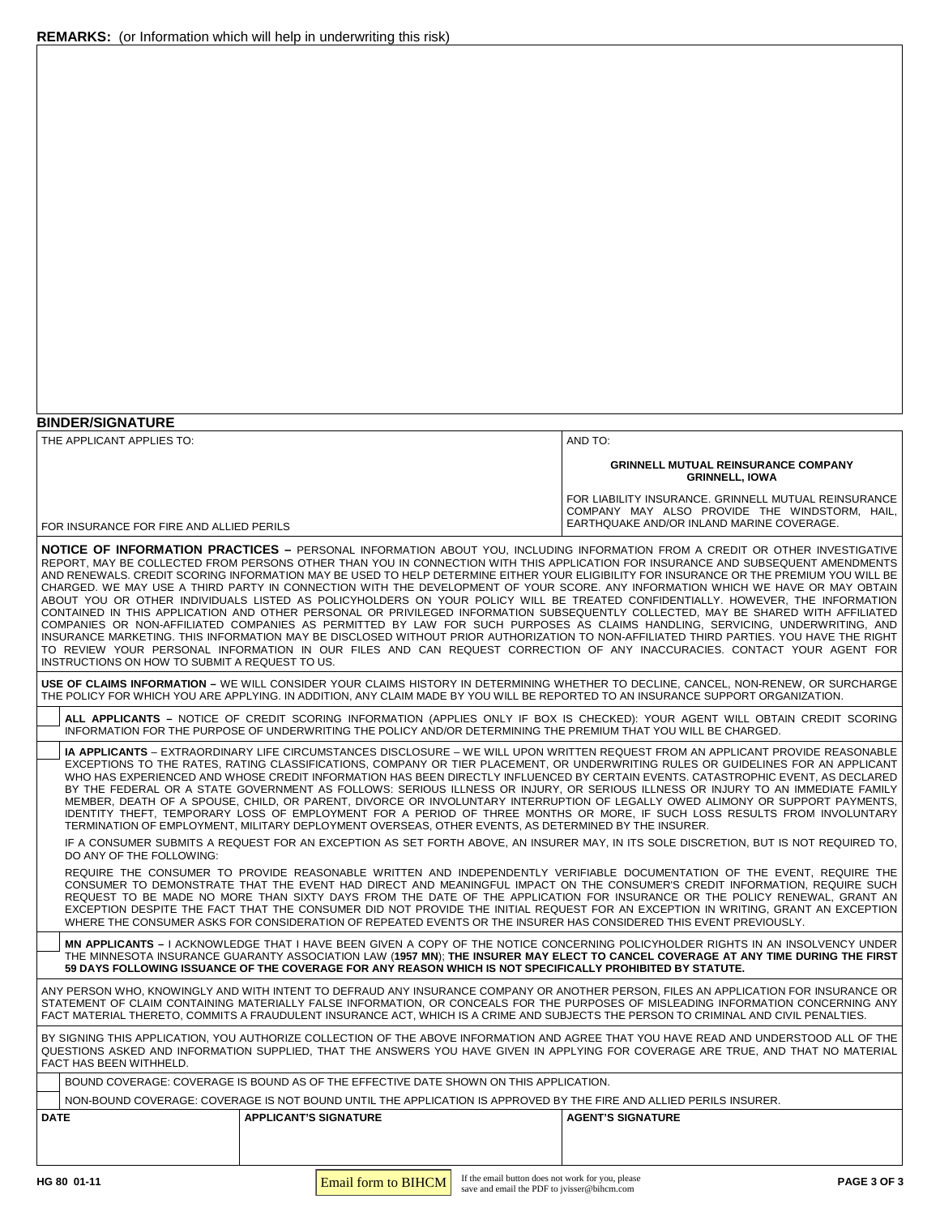**REMARKS:** (or Information which will help in underwriting this risk)

## BINDER/SIGNATURE

| | |
|---|---|
| THE APPLICANT APPLIES TO:<br><br>FOR INSURANCE FOR FIRE AND ALLIED PERILS | AND TO:<br><br>**GRINNELL MUTUAL REINSURANCE COMPANY**<br>**GRINNELL, IOWA**<br><br>FOR LIABILITY INSURANCE. GRINNELL MUTUAL REINSURANCE COMPANY MAY ALSO PROVIDE THE WINDSTORM, HAIL, EARTHQUAKE AND/OR INLAND MARINE COVERAGE. |

**NOTICE OF INFORMATION PRACTICES –** PERSONAL INFORMATION ABOUT YOU, INCLUDING INFORMATION FROM A CREDIT OR OTHER INVESTIGATIVE REPORT, MAY BE COLLECTED FROM PERSONS OTHER THAN YOU IN CONNECTION WITH THIS APPLICATION FOR INSURANCE AND SUBSEQUENT AMENDMENTS AND RENEWALS. CREDIT SCORING INFORMATION MAY BE USED TO HELP DETERMINE EITHER YOUR ELIGIBILITY FOR INSURANCE OR THE PREMIUM YOU WILL BE CHARGED. WE MAY USE A THIRD PARTY IN CONNECTION WITH THE DEVELOPMENT OF YOUR SCORE. ANY INFORMATION WHICH WE HAVE OR MAY OBTAIN ABOUT YOU OR OTHER INDIVIDUALS LISTED AS POLICYHOLDERS ON YOUR POLICY WILL BE TREATED CONFIDENTIALLY. HOWEVER, THE INFORMATION CONTAINED IN THIS APPLICATION AND OTHER PERSONAL OR PRIVILEGED INFORMATION SUBSEQUENTLY COLLECTED, MAY BE SHARED WITH AFFILIATED COMPANIES OR NON-AFFILIATED COMPANIES AS PERMITTED BY LAW FOR SUCH PURPOSES AS CLAIMS HANDLING, SERVICING, UNDERWRITING, AND INSURANCE MARKETING. THIS INFORMATION MAY BE DISCLOSED WITHOUT PRIOR AUTHORIZATION TO NON-AFFILIATED THIRD PARTIES. YOU HAVE THE RIGHT TO REVIEW YOUR PERSONAL INFORMATION IN OUR FILES AND CAN REQUEST CORRECTION OF ANY INACCURACIES. CONTACT YOUR AGENT FOR INSTRUCTIONS ON HOW TO SUBMIT A REQUEST TO US.

**USE OF CLAIMS INFORMATION –** WE WILL CONSIDER YOUR CLAIMS HISTORY IN DETERMINING WHETHER TO DECLINE, CANCEL, NON-RENEW, OR SURCHARGE THE POLICY FOR WHICH YOU ARE APPLYING. IN ADDITION, ANY CLAIM MADE BY YOU WILL BE REPORTED TO AN INSURANCE SUPPORT ORGANIZATION.

☐ **ALL APPLICANTS –** NOTICE OF CREDIT SCORING INFORMATION (APPLIES ONLY IF BOX IS CHECKED): YOUR AGENT WILL OBTAIN CREDIT SCORING INFORMATION FOR THE PURPOSE OF UNDERWRITING THE POLICY AND/OR DETERMINING THE PREMIUM THAT YOU WILL BE CHARGED.

☐ **IA APPLICANTS** – EXTRAORDINARY LIFE CIRCUMSTANCES DISCLOSURE – WE WILL UPON WRITTEN REQUEST FROM AN APPLICANT PROVIDE REASONABLE EXCEPTIONS TO THE RATES, RATING CLASSIFICATIONS, COMPANY OR TIER PLACEMENT, OR UNDERWRITING RULES OR GUIDELINES FOR AN APPLICANT WHO HAS EXPERIENCED AND WHOSE CREDIT INFORMATION HAS BEEN DIRECTLY INFLUENCED BY CERTAIN EVENTS. CATASTROPHIC EVENT, AS DECLARED BY THE FEDERAL OR A STATE GOVERNMENT AS FOLLOWS: SERIOUS ILLNESS OR INJURY, OR SERIOUS ILLNESS OR INJURY TO AN IMMEDIATE FAMILY MEMBER, DEATH OF A SPOUSE, CHILD, OR PARENT, DIVORCE OR INVOLUNTARY INTERRUPTION OF LEGALLY OWED ALIMONY OR SUPPORT PAYMENTS, IDENTITY THEFT, TEMPORARY LOSS OF EMPLOYMENT FOR A PERIOD OF THREE MONTHS OR MORE, IF SUCH LOSS RESULTS FROM INVOLUNTARY TERMINATION OF EMPLOYMENT, MILITARY DEPLOYMENT OVERSEAS, OTHER EVENTS, AS DETERMINED BY THE INSURER.

IF A CONSUMER SUBMITS A REQUEST FOR AN EXCEPTION AS SET FORTH ABOVE, AN INSURER MAY, IN ITS SOLE DISCRETION, BUT IS NOT REQUIRED TO, DO ANY OF THE FOLLOWING:

REQUIRE THE CONSUMER TO PROVIDE REASONABLE WRITTEN AND INDEPENDENTLY VERIFIABLE DOCUMENTATION OF THE EVENT, REQUIRE THE CONSUMER TO DEMONSTRATE THAT THE EVENT HAD DIRECT AND MEANINGFUL IMPACT ON THE CONSUMER'S CREDIT INFORMATION, REQUIRE SUCH REQUEST TO BE MADE NO MORE THAN SIXTY DAYS FROM THE DATE OF THE APPLICATION FOR INSURANCE OR THE POLICY RENEWAL, GRANT AN EXCEPTION DESPITE THE FACT THAT THE CONSUMER DID NOT PROVIDE THE INITIAL REQUEST FOR AN EXCEPTION IN WRITING, GRANT AN EXCEPTION WHERE THE CONSUMER ASKS FOR CONSIDERATION OF REPEATED EVENTS OR THE INSURER HAS CONSIDERED THIS EVENT PREVIOUSLY.

☐ **MN APPLICANTS –** I ACKNOWLEDGE THAT I HAVE BEEN GIVEN A COPY OF THE NOTICE CONCERNING POLICYHOLDER RIGHTS IN AN INSOLVENCY UNDER THE MINNESOTA INSURANCE GUARANTY ASSOCIATION LAW (**1957 MN**); **THE INSURER MAY ELECT TO CANCEL COVERAGE AT ANY TIME DURING THE FIRST 59 DAYS FOLLOWING ISSUANCE OF THE COVERAGE FOR ANY REASON WHICH IS NOT SPECIFICALLY PROHIBITED BY STATUTE.**

ANY PERSON WHO, KNOWINGLY AND WITH INTENT TO DEFRAUD ANY INSURANCE COMPANY OR ANOTHER PERSON, FILES AN APPLICATION FOR INSURANCE OR STATEMENT OF CLAIM CONTAINING MATERIALLY FALSE INFORMATION, OR CONCEALS FOR THE PURPOSES OF MISLEADING INFORMATION CONCERNING ANY FACT MATERIAL THERETO, COMMITS A FRAUDULENT INSURANCE ACT, WHICH IS A CRIME AND SUBJECTS THE PERSON TO CRIMINAL AND CIVIL PENALTIES.

BY SIGNING THIS APPLICATION, YOU AUTHORIZE COLLECTION OF THE ABOVE INFORMATION AND AGREE THAT YOU HAVE READ AND UNDERSTOOD ALL OF THE QUESTIONS ASKED AND INFORMATION SUPPLIED, THAT THE ANSWERS YOU HAVE GIVEN IN APPLYING FOR COVERAGE ARE TRUE, AND THAT NO MATERIAL FACT HAS BEEN WITHHELD.

☐ BOUND COVERAGE: COVERAGE IS BOUND AS OF THE EFFECTIVE DATE SHOWN ON THIS APPLICATION.

☐ NON-BOUND COVERAGE: COVERAGE IS NOT BOUND UNTIL THE APPLICATION IS APPROVED BY THE FIRE AND ALLIED PERILS INSURER.

| **DATE** | **APPLICANT'S SIGNATURE** | **AGENT'S SIGNATURE** |
|---|---|---|
| | | |

HG 80 01-11

Email form to BIHCM

If the email button does not work for you, please save and email the PDF to jvisser@bihcm.com